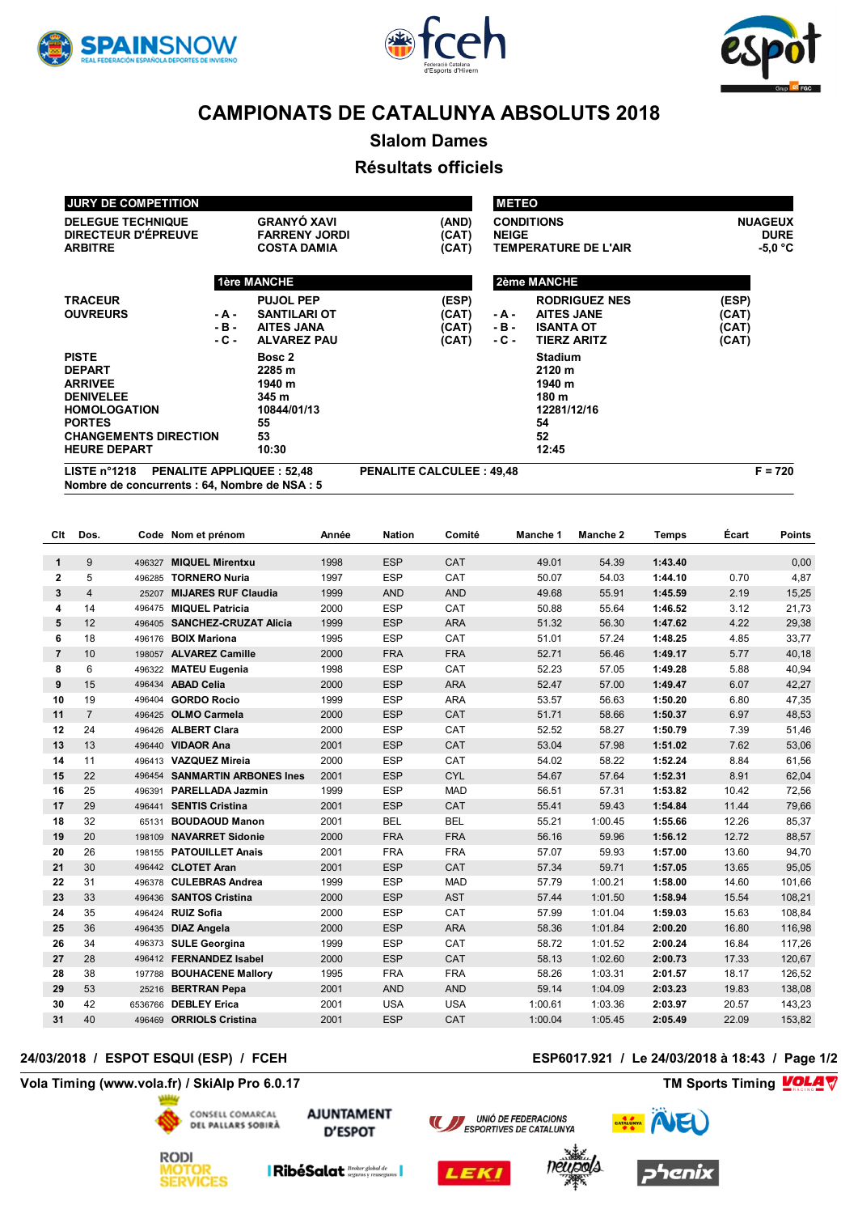# CAMPIONATS DE CATALUNYA ABSOLUTS 2018

## Slalom Dames

## Résultats officiels

| JURY DE COMPETITION | | |
|---|---|---|
| DELEGUE TECHNIQUE | GRANYÓ XAVI | (AND) |
| DIRECTEUR D'ÉPREUVE | FARRENY JORDI | (CAT) |
| ARBITRE | COSTA DAMIA | (CAT) |

| METEO | |
|---|---|
| CONDITIONS | NUAGEUX |
| NEIGE | DURE |
| TEMPERATURE DE L'AIR | -5,0 °C |

| | | 1ère MANCHE | | | 2ème MANCHE | |
|---|---|---|---|---|---|---|
| TRACEUR | | PUJOL PEP | (ESP) | | RODRIGUEZ NES | (ESP) |
| OUVREURS | - A - | SANTILARI OT | (CAT) | - A - | AITES JANE | (CAT) |
| | - B - | AITES JANA | (CAT) | - B - | ISANTA OT | (CAT) |
| | - C - | ALVAREZ PAU | (CAT) | - C - | TIERZ ARITZ | (CAT) |
| PISTE | | Bosc 2 | | | Stadium | |
| DEPART | | 2285 m | | | 2120 m | |
| ARRIVEE | | 1940 m | | | 1940 m | |
| DENIVELEE | | 345 m | | | 180 m | |
| HOMOLOGATION | | 10844/01/13 | | | 12281/12/16 | |
| PORTES | | 55 | | | 54 | |
| CHANGEMENTS DIRECTION | | 53 | | | 52 | |
| HEURE DEPART | | 10:30 | | | 12:45 | |

**LISTE n°1218 PENALITE APPLIQUEE : 52,48 PENALITE CALCULEE : 49,48 F = 720**
**Nombre de concurrents : 64, Nombre de NSA : 5**

| Clt | Dos. | Code | Nom et prénom | Année | Nation | Comité | Manche 1 | Manche 2 | Temps | Écart | Points |
|---|---|---|---|---|---|---|---|---|---|---|---|
| 1 | 9 | 496327 | MIQUEL Mirentxu | 1998 | ESP | CAT | 49.01 | 54.39 | 1:43.40 | | 0,00 |
| 2 | 5 | 496285 | TORNERO Nuria | 1997 | ESP | CAT | 50.07 | 54.03 | 1:44.10 | 0.70 | 4,87 |
| 3 | 4 | 25207 | MIJARES RUF Claudia | 1999 | AND | AND | 49.68 | 55.91 | 1:45.59 | 2.19 | 15,25 |
| 4 | 14 | 496475 | MIQUEL Patricia | 2000 | ESP | CAT | 50.88 | 55.64 | 1:46.52 | 3.12 | 21,73 |
| 5 | 12 | 496405 | SANCHEZ-CRUZAT Alicia | 1999 | ESP | ARA | 51.32 | 56.30 | 1:47.62 | 4.22 | 29,38 |
| 6 | 18 | 496176 | BOIX Mariona | 1995 | ESP | CAT | 51.01 | 57.24 | 1:48.25 | 4.85 | 33,77 |
| 7 | 10 | 198057 | ALVAREZ Camille | 2000 | FRA | FRA | 52.71 | 56.46 | 1:49.17 | 5.77 | 40,18 |
| 8 | 6 | 496322 | MATEU Eugenia | 1998 | ESP | CAT | 52.23 | 57.05 | 1:49.28 | 5.88 | 40,94 |
| 9 | 15 | 496434 | ABAD Celia | 2000 | ESP | ARA | 52.47 | 57.00 | 1:49.47 | 6.07 | 42,27 |
| 10 | 19 | 496404 | GORDO Rocio | 1999 | ESP | ARA | 53.57 | 56.63 | 1:50.20 | 6.80 | 47,35 |
| 11 | 7 | 496425 | OLMO Carmela | 2000 | ESP | CAT | 51.71 | 58.66 | 1:50.37 | 6.97 | 48,53 |
| 12 | 24 | 496426 | ALBERT Clara | 2000 | ESP | CAT | 52.52 | 58.27 | 1:50.79 | 7.39 | 51,46 |
| 13 | 13 | 496440 | VIDAOR Ana | 2001 | ESP | CAT | 53.04 | 57.98 | 1:51.02 | 7.62 | 53,06 |
| 14 | 11 | 496413 | VAZQUEZ Mireia | 2000 | ESP | CAT | 54.02 | 58.22 | 1:52.24 | 8.84 | 61,56 |
| 15 | 22 | 496454 | SANMARTIN ARBONES Ines | 2001 | ESP | CYL | 54.67 | 57.64 | 1:52.31 | 8.91 | 62,04 |
| 16 | 25 | 496391 | PARELLADA Jazmin | 1999 | ESP | MAD | 56.51 | 57.31 | 1:53.82 | 10.42 | 72,56 |
| 17 | 29 | 496441 | SENTIS Cristina | 2001 | ESP | CAT | 55.41 | 59.43 | 1:54.84 | 11.44 | 79,66 |
| 18 | 32 | 65131 | BOUDAOUD Manon | 2001 | BEL | BEL | 55.21 | 1:00.45 | 1:55.66 | 12.26 | 85,37 |
| 19 | 20 | 198109 | NAVARRET Sidonie | 2000 | FRA | FRA | 56.16 | 59.96 | 1:56.12 | 12.72 | 88,57 |
| 20 | 26 | 198155 | PATOUILLET Anais | 2001 | FRA | FRA | 57.07 | 59.93 | 1:57.00 | 13.60 | 94,70 |
| 21 | 30 | 496442 | CLOTET Aran | 2001 | ESP | CAT | 57.34 | 59.71 | 1:57.05 | 13.65 | 95,05 |
| 22 | 31 | 496378 | CULEBRAS Andrea | 1999 | ESP | MAD | 57.79 | 1:00.21 | 1:58.00 | 14.60 | 101,66 |
| 23 | 33 | 496436 | SANTOS Cristina | 2000 | ESP | AST | 57.44 | 1:01.50 | 1:58.94 | 15.54 | 108,21 |
| 24 | 35 | 496424 | RUIZ Sofia | 2000 | ESP | CAT | 57.99 | 1:01.04 | 1:59.03 | 15.63 | 108,84 |
| 25 | 36 | 496435 | DIAZ Angela | 2000 | ESP | ARA | 58.36 | 1:01.84 | 2:00.20 | 16.80 | 116,98 |
| 26 | 34 | 496373 | SULE Georgina | 1999 | ESP | CAT | 58.72 | 1:01.52 | 2:00.24 | 16.84 | 117,26 |
| 27 | 28 | 496412 | FERNANDEZ Isabel | 2000 | ESP | CAT | 58.13 | 1:02.60 | 2:00.73 | 17.33 | 120,67 |
| 28 | 38 | 197788 | BOUHACENE Mallory | 1995 | FRA | FRA | 58.26 | 1:03.31 | 2:01.57 | 18.17 | 126,52 |
| 29 | 53 | 25216 | BERTRAN Pepa | 2001 | AND | AND | 59.14 | 1:04.09 | 2:03.23 | 19.83 | 138,08 |
| 30 | 42 | 6536766 | DEBLEY Erica | 2001 | USA | USA | 1:00.61 | 1:03.36 | 2:03.97 | 20.57 | 143,23 |
| 31 | 40 | 496469 | ORRIOLS Cristina | 2001 | ESP | CAT | 1:00.04 | 1:05.45 | 2:05.49 | 22.09 | 153,82 |

24/03/2018 / ESPOT ESQUI (ESP) / FCEH ESP6017.921 / Le 24/03/2018 à 18:43

Vola Timing (www.vola.fr) / SkiAlp Pro 6.0.17 TM Sports Timing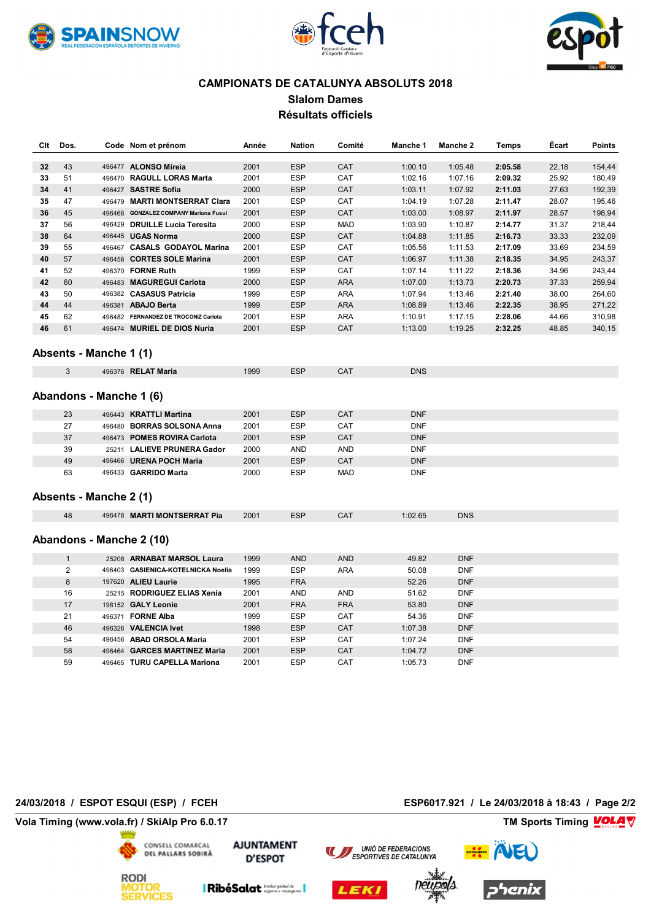## CAMPIONATS DE CATALUNYA ABSOLUTS 2018

### Slalom Dames

### Résultats officiels

| Clt | Dos. | Code | Nom et prénom | Année | Nation | Comité | Manche 1 | Manche 2 | Temps | Écart | Points |
|---|---|---|---|---|---|---|---|---|---|---|---|
| 32 | 43 | 496477 | ALONSO Mireia | 2001 | ESP | CAT | 1:00.10 | 1:05.48 | 2:05.58 | 22.18 | 154,44 |
| 33 | 51 | 496470 | RAGULL LORAS Marta | 2001 | ESP | CAT | 1:02.16 | 1:07.16 | 2:09.32 | 25.92 | 180,49 |
| 34 | 41 | 496427 | SASTRE Sofia | 2000 | ESP | CAT | 1:03.11 | 1:07.92 | 2:11.03 | 27.63 | 192,39 |
| 35 | 47 | 496479 | MARTI MONTSERRAT Clara | 2001 | ESP | CAT | 1:04.19 | 1:07.28 | 2:11.47 | 28.07 | 195,46 |
| 36 | 45 | 496468 | GONZALEZ COMPANY Mariona Fusui | 2001 | ESP | CAT | 1:03.00 | 1:08.97 | 2:11.97 | 28.57 | 198,94 |
| 37 | 56 | 496429 | DRUILLE Lucia Teresita | 2000 | ESP | MAD | 1:03.90 | 1:10.87 | 2:14.77 | 31.37 | 218,44 |
| 38 | 64 | 496445 | UGAS Norma | 2000 | ESP | CAT | 1:04.88 | 1:11.85 | 2:16.73 | 33.33 | 232,09 |
| 39 | 55 | 496467 | CASALS GODAYOL Marina | 2001 | ESP | CAT | 1:05.56 | 1:11.53 | 2:17.09 | 33.69 | 234,59 |
| 40 | 57 | 496458 | CORTES SOLE Marina | 2001 | ESP | CAT | 1:06.97 | 1:11.38 | 2:18.35 | 34.95 | 243,37 |
| 41 | 52 | 496370 | FORNE Ruth | 1999 | ESP | CAT | 1:07.14 | 1:11.22 | 2:18.36 | 34.96 | 243,44 |
| 42 | 60 | 496483 | MAGUREGUI Carlota | 2000 | ESP | ARA | 1:07.00 | 1:13.73 | 2:20.73 | 37.33 | 259,94 |
| 43 | 50 | 496382 | CASASUS Patricia | 1999 | ESP | ARA | 1:07.94 | 1:13.46 | 2:21.40 | 38.00 | 264,60 |
| 44 | 44 | 496381 | ABAJO Berta | 1999 | ESP | ARA | 1:08.89 | 1:13.46 | 2:22.35 | 38.95 | 271,22 |
| 45 | 62 | 496482 | FERNANDEZ DE TROCONIZ Carlota | 2001 | ESP | ARA | 1:10.91 | 1:17.15 | 2:28.06 | 44.66 | 310,98 |
| 46 | 61 | 496474 | MURIEL DE DIOS Nuria | 2001 | ESP | CAT | 1:13.00 | 1:19.25 | 2:32.25 | 48.85 | 340,15 |

## Absents - Manche 1 (1)

| Dos. | Code | Nom et prénom | Année | Nation | Comité | Manche 1 |
|---|---|---|---|---|---|---|
| 3 | 496376 | RELAT Maria | 1999 | ESP | CAT | DNS |

## Abandons - Manche 1 (6)

| Dos. | Code | Nom et prénom | Année | Nation | Comité | Manche 1 |
|---|---|---|---|---|---|---|
| 23 | 496443 | KRATTLI Martina | 2001 | ESP | CAT | DNF |
| 27 | 496480 | BORRAS SOLSONA Anna | 2001 | ESP | CAT | DNF |
| 37 | 496473 | POMES ROVIRA Carlota | 2001 | ESP | CAT | DNF |
| 39 | 25211 | LALIEVE PRUNERA Gador | 2000 | AND | AND | DNF |
| 49 | 496466 | URENA POCH Maria | 2001 | ESP | CAT | DNF |
| 63 | 496433 | GARRIDO Marta | 2000 | ESP | MAD | DNF |

## Absents - Manche 2 (1)

| Dos. | Code | Nom et prénom | Année | Nation | Comité | Manche 1 | Manche 2 |
|---|---|---|---|---|---|---|---|
| 48 | 496478 | MARTI MONTSERRAT Pia | 2001 | ESP | CAT | 1:02.65 | DNS |

## Abandons - Manche 2 (10)

| Dos. | Code | Nom et prénom | Année | Nation | Comité | Manche 1 | Manche 2 |
|---|---|---|---|---|---|---|---|
| 1 | 25208 | ARNABAT MARSOL Laura | 1999 | AND | AND | 49.82 | DNF |
| 2 | 496403 | GASIENICA-KOTELNICKA Noelia | 1999 | ESP | ARA | 50.08 | DNF |
| 8 | 197620 | ALIEU Laurie | 1995 | FRA | | 52.26 | DNF |
| 16 | 25215 | RODRIGUEZ ELIAS Xenia | 2001 | AND | AND | 51.62 | DNF |
| 17 | 198152 | GALY Leonie | 2001 | FRA | FRA | 53.80 | DNF |
| 21 | 496371 | FORNE Alba | 1999 | ESP | CAT | 54.36 | DNF |
| 46 | 496326 | VALENCIA Ivet | 1998 | ESP | CAT | 1:07.38 | DNF |
| 54 | 496456 | ABAD ORSOLA Maria | 2001 | ESP | CAT | 1:07.24 | DNF |
| 58 | 496464 | GARCES MARTINEZ Maria | 2001 | ESP | CAT | 1:04.72 | DNF |
| 59 | 496465 | TURU CAPELLA Mariona | 2001 | ESP | CAT | 1:05.73 | DNF |

24/03/2018 / ESPOT ESQUI (ESP) / FCEH — ESP6017.921 / Le 24/03/2018 à 18:43

Vola Timing (www.vola.fr) / SkiAlp Pro 6.0.17 — TM Sports Timing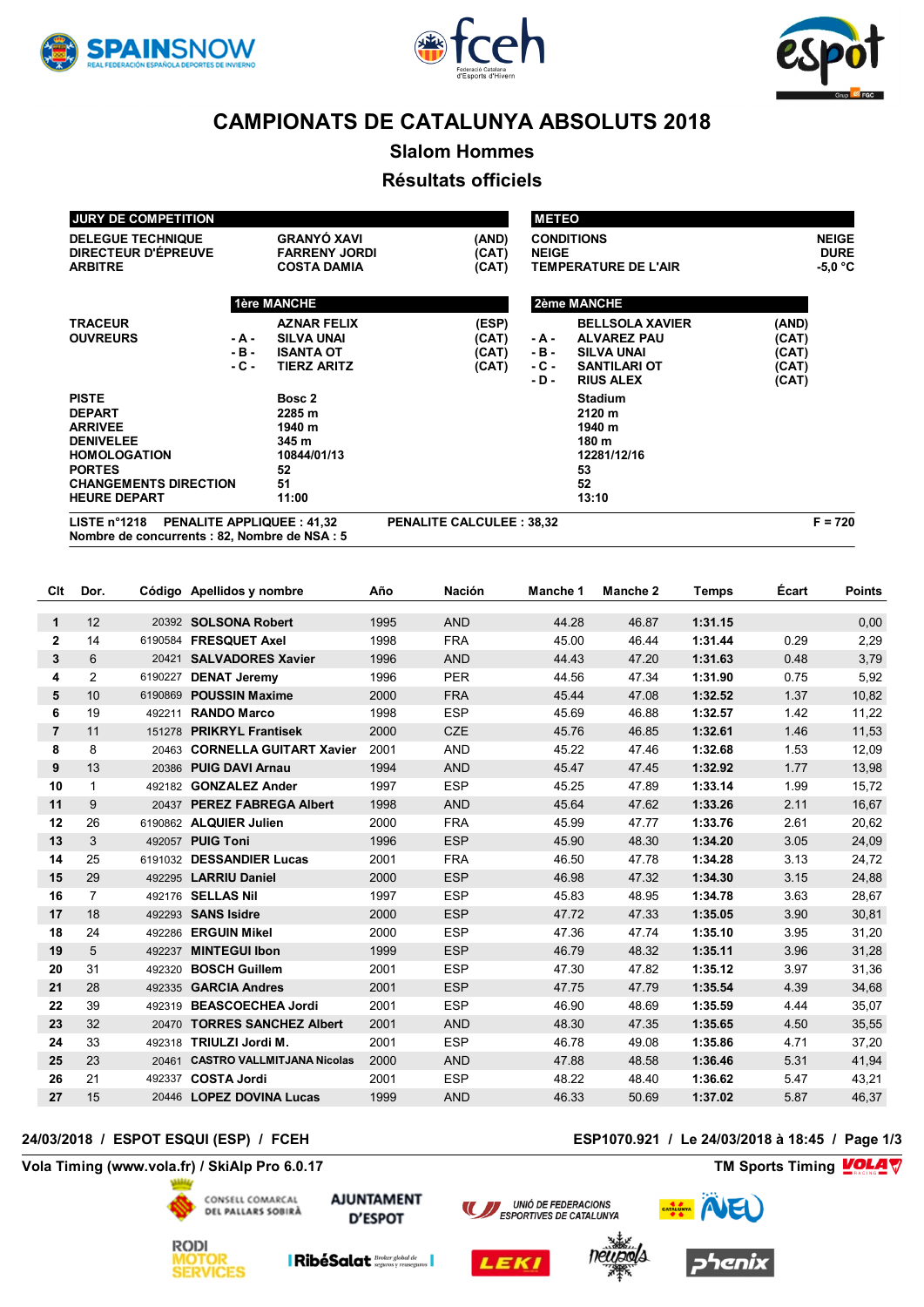# CAMPIONATS DE CATALUNYA ABSOLUTS 2018

## Slalom Hommes

## Résultats officiels

| JURY DE COMPETITION | | |
|---|---|---|
| DELEGUE TECHNIQUE | GRANYÓ XAVI | (AND) |
| DIRECTEUR D'ÉPREUVE | FARRENY JORDI | (CAT) |
| ARBITRE | COSTA DAMIA | (CAT) |

| METEO | |
|---|---|
| CONDITIONS | NEIGE |
| NEIGE | DURE |
| TEMPERATURE DE L'AIR | -5,0 °C |

| | 1ère MANCHE | | | 2ème MANCHE | |
|---|---|---|---|---|---|
| TRACEUR | | AZNAR FELIX (ESP) | | BELLSOLA XAVIER (AND) | |
| OUVREURS | - A - | SILVA UNAI (CAT) | - A - | ALVAREZ PAU (CAT) | |
| | - B - | ISANTA OT (CAT) | - B - | SILVA UNAI (CAT) | |
| | - C - | TIERZ ARITZ (CAT) | - C - | SANTILARI OT (CAT) | |
| | | | - D - | RIUS ALEX (CAT) | |

| | 1ère MANCHE | 2ème MANCHE |
|---|---|---|
| PISTE | Bosc 2 | Stadium |
| DEPART | 2285 m | 2120 m |
| ARRIVEE | 1940 m | 1940 m |
| DENIVELEE | 345 m | 180 m |
| HOMOLOGATION | 10844/01/13 | 12281/12/16 |
| PORTES | 52 | 53 |
| CHANGEMENTS DIRECTION | 51 | 52 |
| HEURE DEPART | 11:00 | 13:10 |

LISTE n°1218 PENALITE APPLIQUEE : 41,32 PENALITE CALCULEE : 38,32 F = 720
Nombre de concurrents : 82, Nombre de NSA : 5

| Clt | Dor. | Código | Apellidos y nombre | Año | Nación | Manche 1 | Manche 2 | Temps | Écart | Points |
|---|---|---|---|---|---|---|---|---|---|---|
| 1 | 12 | 20392 | SOLSONA Robert | 1995 | AND | 44.28 | 46.87 | 1:31.15 | | 0,00 |
| 2 | 14 | 6190584 | FRESQUET Axel | 1998 | FRA | 45.00 | 46.44 | 1:31.44 | 0.29 | 2,29 |
| 3 | 6 | 20421 | SALVADORES Xavier | 1996 | AND | 44.43 | 47.20 | 1:31.63 | 0.48 | 3,79 |
| 4 | 2 | 6190227 | DENAT Jeremy | 1996 | PER | 44.56 | 47.34 | 1:31.90 | 0.75 | 5,92 |
| 5 | 10 | 6190869 | POUSSIN Maxime | 2000 | FRA | 45.44 | 47.08 | 1:32.52 | 1.37 | 10,82 |
| 6 | 19 | 492211 | RANDO Marco | 1998 | ESP | 45.69 | 46.88 | 1:32.57 | 1.42 | 11,22 |
| 7 | 11 | 151278 | PRIKRYL Frantisek | 2000 | CZE | 45.76 | 46.85 | 1:32.61 | 1.46 | 11,53 |
| 8 | 8 | 20463 | CORNELLA GUITART Xavier | 2001 | AND | 45.22 | 47.46 | 1:32.68 | 1.53 | 12,09 |
| 9 | 13 | 20386 | PUIG DAVI Arnau | 1994 | AND | 45.47 | 47.45 | 1:32.92 | 1.77 | 13,98 |
| 10 | 1 | 492182 | GONZALEZ Ander | 1997 | ESP | 45.25 | 47.89 | 1:33.14 | 1.99 | 15,72 |
| 11 | 9 | 20437 | PEREZ FABREGA Albert | 1998 | AND | 45.64 | 47.62 | 1:33.26 | 2.11 | 16,67 |
| 12 | 26 | 6190862 | ALQUIER Julien | 2000 | FRA | 45.99 | 47.77 | 1:33.76 | 2.61 | 20,62 |
| 13 | 3 | 492057 | PUIG Toni | 1996 | ESP | 45.90 | 48.30 | 1:34.20 | 3.05 | 24,09 |
| 14 | 25 | 6191032 | DESSANDIER Lucas | 2001 | FRA | 46.50 | 47.78 | 1:34.28 | 3.13 | 24,72 |
| 15 | 29 | 492295 | LARRIU Daniel | 2000 | ESP | 46.98 | 47.32 | 1:34.30 | 3.15 | 24,88 |
| 16 | 7 | 492176 | SELLAS Nil | 1997 | ESP | 45.83 | 48.95 | 1:34.78 | 3.63 | 28,67 |
| 17 | 18 | 492293 | SANS Isidre | 2000 | ESP | 47.72 | 47.33 | 1:35.05 | 3.90 | 30,81 |
| 18 | 24 | 492286 | ERGUIN Mikel | 2000 | ESP | 47.36 | 47.74 | 1:35.10 | 3.95 | 31,20 |
| 19 | 5 | 492237 | MINTEGUI Ibon | 1999 | ESP | 46.79 | 48.32 | 1:35.11 | 3.96 | 31,28 |
| 20 | 31 | 492320 | BOSCH Guillem | 2001 | ESP | 47.30 | 47.82 | 1:35.12 | 3.97 | 31,36 |
| 21 | 28 | 492335 | GARCIA Andres | 2001 | ESP | 47.75 | 47.79 | 1:35.54 | 4.39 | 34,68 |
| 22 | 39 | 492319 | BEASCOECHEA Jordi | 2001 | ESP | 46.90 | 48.69 | 1:35.59 | 4.44 | 35,07 |
| 23 | 32 | 20470 | TORRES SANCHEZ Albert | 2001 | AND | 48.30 | 47.35 | 1:35.65 | 4.50 | 35,55 |
| 24 | 33 | 492318 | TRIULZI Jordi M. | 2001 | ESP | 46.78 | 49.08 | 1:35.86 | 4.71 | 37,20 |
| 25 | 23 | 20461 | CASTRO VALLMITJANA Nicolas | 2000 | AND | 47.88 | 48.58 | 1:36.46 | 5.31 | 41,94 |
| 26 | 21 | 492337 | COSTA Jordi | 2001 | ESP | 48.22 | 48.40 | 1:36.62 | 5.47 | 43,21 |
| 27 | 15 | 20446 | LOPEZ DOVINA Lucas | 1999 | AND | 46.33 | 50.69 | 1:37.02 | 5.87 | 46,37 |

24/03/2018 / ESPOT ESQUI (ESP) / FCEH — ESP1070.921 / Le 24/03/2018 à 18:45

Vola Timing (www.vola.fr) / SkiAlp Pro 6.0.17 — TM Sports Timing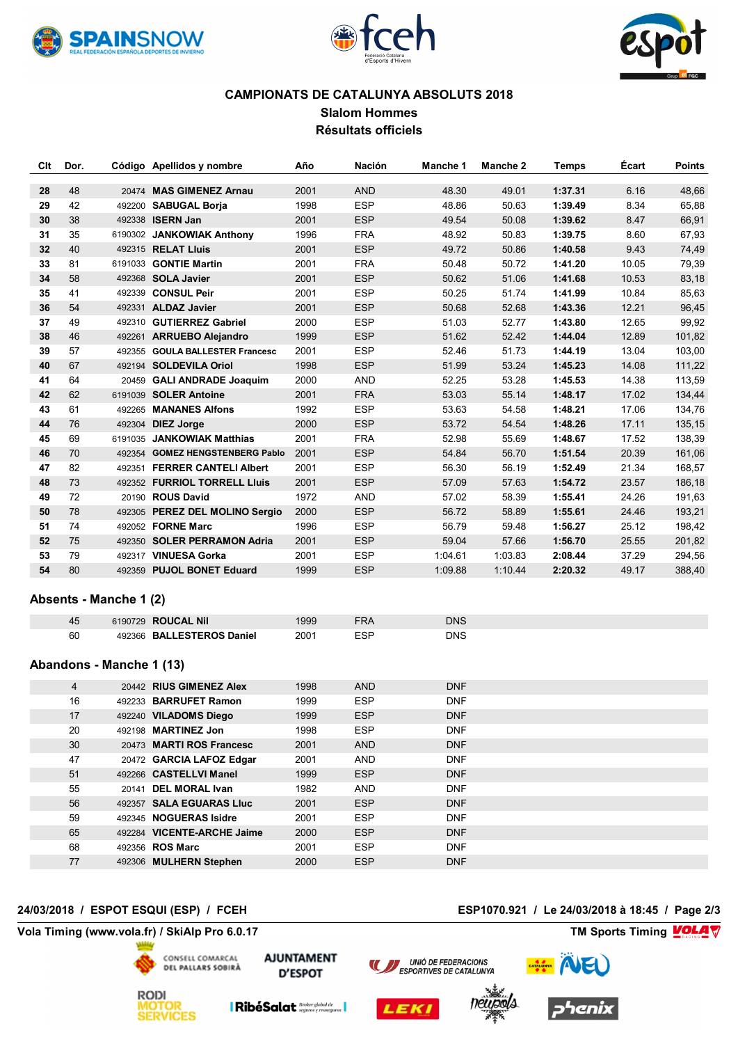# CAMPIONATS DE CATALUNYA ABSOLUTS 2018

## Slalom Hommes

## Résultats officiels

| Clt | Dor. | Código | Apellidos y nombre | Año | Nación | Manche 1 | Manche 2 | Temps | Écart | Points |
|---|---|---|---|---|---|---|---|---|---|---|
| 28 | 48 | 20474 | **MAS GIMENEZ Arnau** | 2001 | AND | 48.30 | 49.01 | **1:37.31** | 6.16 | 48,66 |
| 29 | 42 | 492200 | **SABUGAL Borja** | 1998 | ESP | 48.86 | 50.63 | **1:39.49** | 8.34 | 65,88 |
| 30 | 38 | 492338 | **ISERN Jan** | 2001 | ESP | 49.54 | 50.08 | **1:39.62** | 8.47 | 66,91 |
| 31 | 35 | 6190302 | **JANKOWIAK Anthony** | 1996 | FRA | 48.92 | 50.83 | **1:39.75** | 8.60 | 67,93 |
| 32 | 40 | 492315 | **RELAT Lluis** | 2001 | ESP | 49.72 | 50.86 | **1:40.58** | 9.43 | 74,49 |
| 33 | 81 | 6191033 | **GONTIE Martin** | 2001 | FRA | 50.48 | 50.72 | **1:41.20** | 10.05 | 79,39 |
| 34 | 58 | 492368 | **SOLA Javier** | 2001 | ESP | 50.62 | 51.06 | **1:41.68** | 10.53 | 83,18 |
| 35 | 41 | 492339 | **CONSUL Peir** | 2001 | ESP | 50.25 | 51.74 | **1:41.99** | 10.84 | 85,63 |
| 36 | 54 | 492331 | **ALDAZ Javier** | 2001 | ESP | 50.68 | 52.68 | **1:43.36** | 12.21 | 96,45 |
| 37 | 49 | 492310 | **GUTIERREZ Gabriel** | 2000 | ESP | 51.03 | 52.77 | **1:43.80** | 12.65 | 99,92 |
| 38 | 46 | 492261 | **ARRUEBO Alejandro** | 1999 | ESP | 51.62 | 52.42 | **1:44.04** | 12.89 | 101,82 |
| 39 | 57 | 492355 | **GOULA BALLESTER Francesc** | 2001 | ESP | 52.46 | 51.73 | **1:44.19** | 13.04 | 103,00 |
| 40 | 67 | 492194 | **SOLDEVILA Oriol** | 1998 | ESP | 51.99 | 53.24 | **1:45.23** | 14.08 | 111,22 |
| 41 | 64 | 20459 | **GALI ANDRADE Joaquim** | 2000 | AND | 52.25 | 53.28 | **1:45.53** | 14.38 | 113,59 |
| 42 | 62 | 6191039 | **SOLER Antoine** | 2001 | FRA | 53.03 | 55.14 | **1:48.17** | 17.02 | 134,44 |
| 43 | 61 | 492265 | **MANANES Alfons** | 1992 | ESP | 53.63 | 54.58 | **1:48.21** | 17.06 | 134,76 |
| 44 | 76 | 492304 | **DIEZ Jorge** | 2000 | ESP | 53.72 | 54.54 | **1:48.26** | 17.11 | 135,15 |
| 45 | 69 | 6191035 | **JANKOWIAK Matthias** | 2001 | FRA | 52.98 | 55.69 | **1:48.67** | 17.52 | 138,39 |
| 46 | 70 | 492354 | **GOMEZ HENGSTENBERG Pablo** | 2001 | ESP | 54.84 | 56.70 | **1:51.54** | 20.39 | 161,06 |
| 47 | 82 | 492351 | **FERRER CANTELI Albert** | 2001 | ESP | 56.30 | 56.19 | **1:52.49** | 21.34 | 168,57 |
| 48 | 73 | 492352 | **FURRIOL TORRELL Lluis** | 2001 | ESP | 57.09 | 57.63 | **1:54.72** | 23.57 | 186,18 |
| 49 | 72 | 20190 | **ROUS David** | 1972 | AND | 57.02 | 58.39 | **1:55.41** | 24.26 | 191,63 |
| 50 | 78 | 492305 | **PEREZ DEL MOLINO Sergio** | 2000 | ESP | 56.72 | 58.89 | **1:55.61** | 24.46 | 193,21 |
| 51 | 74 | 492052 | **FORNE Marc** | 1996 | ESP | 56.79 | 59.48 | **1:56.27** | 25.12 | 198,42 |
| 52 | 75 | 492350 | **SOLER PERRAMON Adria** | 2001 | ESP | 59.04 | 57.66 | **1:56.70** | 25.55 | 201,82 |
| 53 | 79 | 492317 | **VINUESA Gorka** | 2001 | ESP | 1:04.61 | 1:03.83 | **2:08.44** | 37.29 | 294,56 |
| 54 | 80 | 492359 | **PUJOL BONET Eduard** | 1999 | ESP | 1:09.88 | 1:10.44 | **2:20.32** | 49.17 | 388,40 |

### Absents - Manche 1 (2)

| Dor. | Código | Apellidos y nombre | Año | Nación | Manche 1 |
|---|---|---|---|---|---|
| 45 | 6190729 | **ROUCAL Nil** | 1999 | FRA | DNS |
| 60 | 492366 | **BALLESTEROS Daniel** | 2001 | ESP | DNS |

### Abandons - Manche 1 (13)

| Dor. | Código | Apellidos y nombre | Año | Nación | Manche 1 |
|---|---|---|---|---|---|
| 4 | 20442 | **RIUS GIMENEZ Alex** | 1998 | AND | DNF |
| 16 | 492233 | **BARRUFET Ramon** | 1999 | ESP | DNF |
| 17 | 492240 | **VILADOMS Diego** | 1999 | ESP | DNF |
| 20 | 492198 | **MARTINEZ Jon** | 1998 | ESP | DNF |
| 30 | 20473 | **MARTI ROS Francesc** | 2001 | AND | DNF |
| 47 | 20472 | **GARCIA LAFOZ Edgar** | 2001 | AND | DNF |
| 51 | 492266 | **CASTELLVI Manel** | 1999 | ESP | DNF |
| 55 | 20141 | **DEL MORAL Ivan** | 1982 | AND | DNF |
| 56 | 492357 | **SALA EGUARAS Lluc** | 2001 | ESP | DNF |
| 59 | 492345 | **NOGUERAS Isidre** | 2001 | ESP | DNF |
| 65 | 492284 | **VICENTE-ARCHE Jaime** | 2000 | ESP | DNF |
| 68 | 492356 | **ROS Marc** | 2001 | ESP | DNF |
| 77 | 492306 | **MULHERN Stephen** | 2000 | ESP | DNF |

24/03/2018 / ESPOT ESQUI (ESP) / FCEH — ESP1070.921 / Le 24/03/2018 à 18:45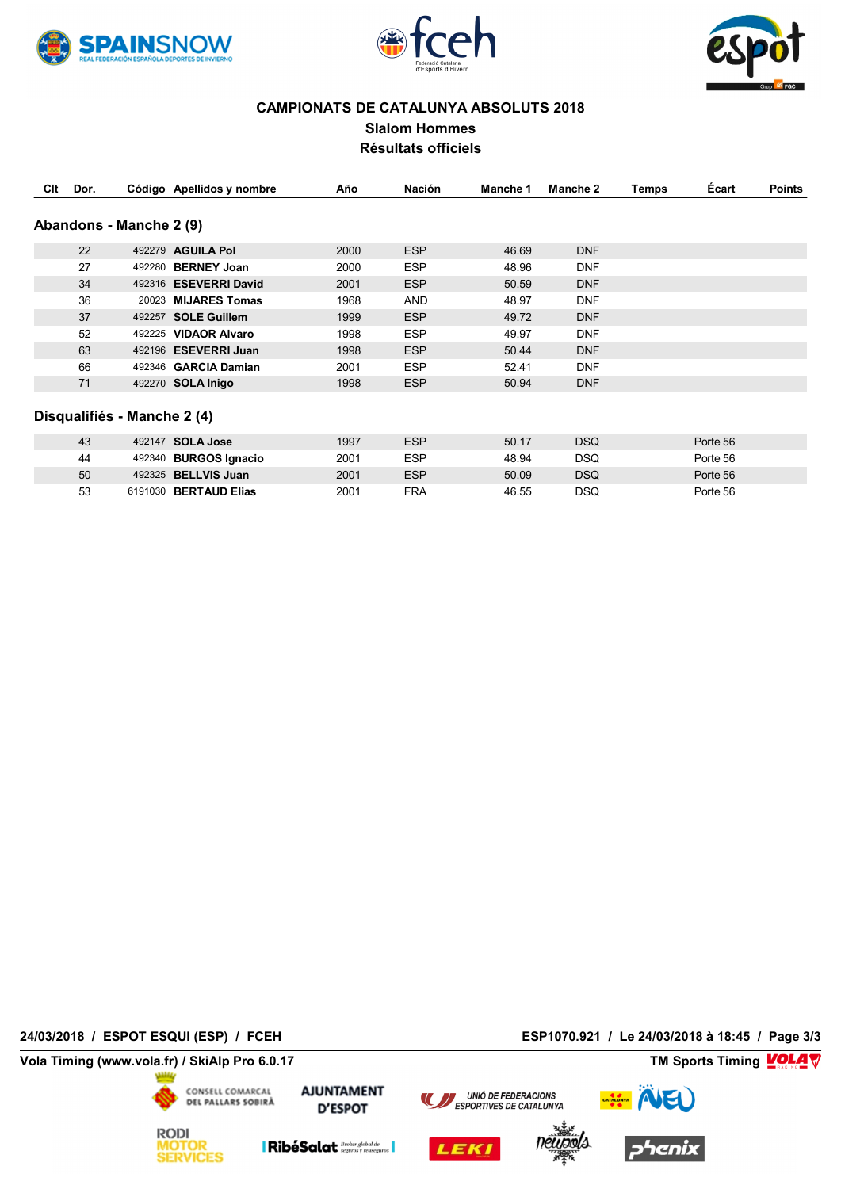**CAMPIONATS DE CATALUNYA ABSOLUTS 2018**

**Slalom Hommes**

**Résultats officiels**

| Clt | Dor. | Código | Apellidos y nombre | Año | Nación | Manche 1 | Manche 2 | Temps | Écart | Points |
|---|---|---|---|---|---|---|---|---|---|---|

## Abandons - Manche 2 (9)

| Clt | Dor. | Código | Apellidos y nombre | Año | Nación | Manche 1 | Manche 2 | Temps | Écart | Points |
|---|---|---|---|---|---|---|---|---|---|---|
| | 22 | 492279 | **AGUILA Pol** | 2000 | ESP | 46.69 | DNF | | | |
| | 27 | 492280 | **BERNEY Joan** | 2000 | ESP | 48.96 | DNF | | | |
| | 34 | 492316 | **ESEVERRI David** | 2001 | ESP | 50.59 | DNF | | | |
| | 36 | 20023 | **MIJARES Tomas** | 1968 | AND | 48.97 | DNF | | | |
| | 37 | 492257 | **SOLE Guillem** | 1999 | ESP | 49.72 | DNF | | | |
| | 52 | 492225 | **VIDAOR Alvaro** | 1998 | ESP | 49.97 | DNF | | | |
| | 63 | 492196 | **ESEVERRI Juan** | 1998 | ESP | 50.44 | DNF | | | |
| | 66 | 492346 | **GARCIA Damian** | 2001 | ESP | 52.41 | DNF | | | |
| | 71 | 492270 | **SOLA Inigo** | 1998 | ESP | 50.94 | DNF | | | |

## Disqualifiés - Manche 2 (4)

| Clt | Dor. | Código | Apellidos y nombre | Año | Nación | Manche 1 | Manche 2 | Temps | Écart | Points |
|---|---|---|---|---|---|---|---|---|---|---|
| | 43 | 492147 | **SOLA Jose** | 1997 | ESP | 50.17 | DSQ | | Porte 56 | |
| | 44 | 492340 | **BURGOS Ignacio** | 2001 | ESP | 48.94 | DSQ | | Porte 56 | |
| | 50 | 492325 | **BELLVIS Juan** | 2001 | ESP | 50.09 | DSQ | | Porte 56 | |
| | 53 | 6191030 | **BERTAUD Elias** | 2001 | FRA | 46.55 | DSQ | | Porte 56 | |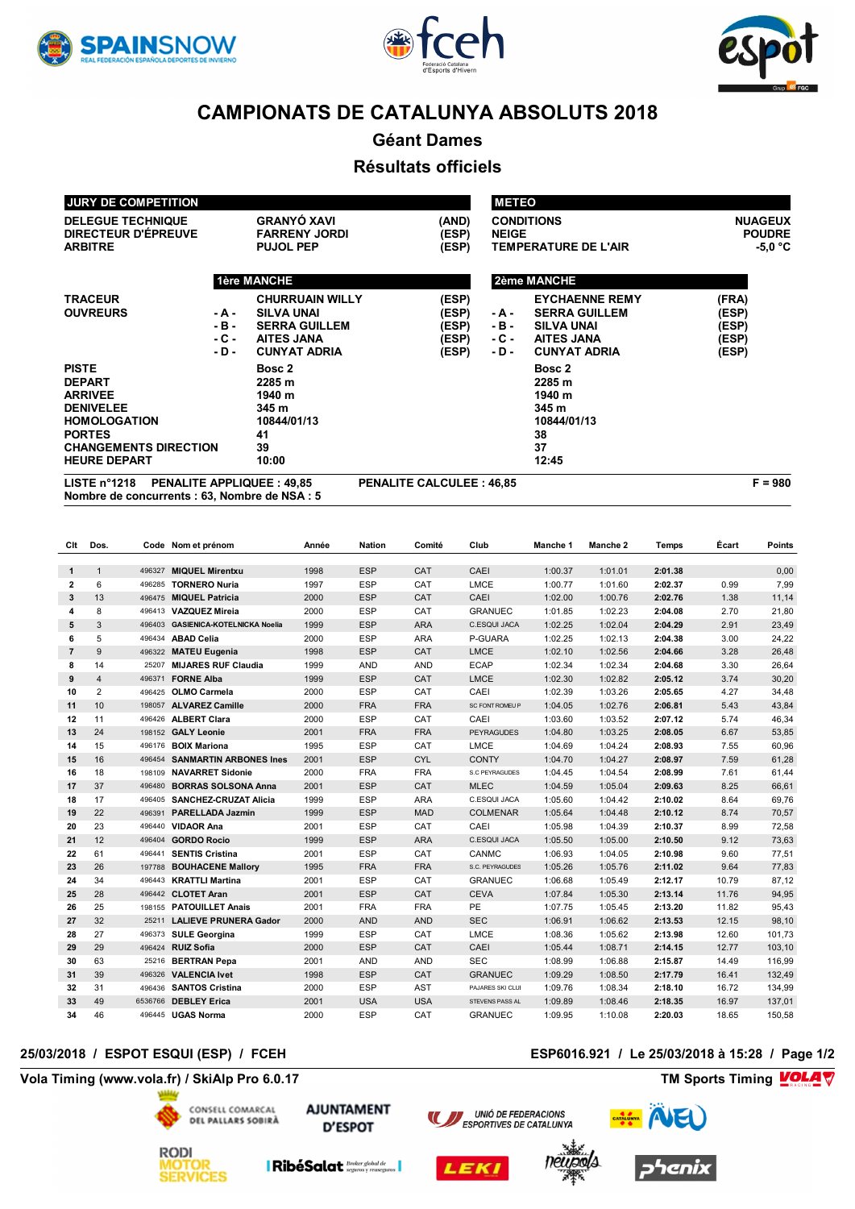# CAMPIONATS DE CATALUNYA ABSOLUTS 2018

## Géant Dames

## Résultats officiels

| JURY DE COMPETITION | | | | METEO | | |
|---|---|---|---|---|---|---|
| DELEGUE TECHNIQUE | | GRANYÓ XAVI | (AND) | CONDITIONS | | NUAGEUX |
| DIRECTEUR D'ÉPREUVE | | FARRENY JORDI | (ESP) | NEIGE | | POUDRE |
| ARBITRE | | PUJOL PEP | (ESP) | TEMPERATURE DE L'AIR | | -5,0 °C |

| | | 1ère MANCHE | | | 2ème MANCHE | |
|---|---|---|---|---|---|---|
| TRACEUR | | CHURRUAIN WILLY | (ESP) | | EYCHAENNE REMY | (FRA) |
| OUVREURS | - A - | SILVA UNAI | (ESP) | - A - | SERRA GUILLEM | (ESP) |
| | - B - | SERRA GUILLEM | (ESP) | - B - | SILVA UNAI | (ESP) |
| | - C - | AITES JANA | (ESP) | - C - | AITES JANA | (ESP) |
| | - D - | CUNYAT ADRIA | (ESP) | - D - | CUNYAT ADRIA | (ESP) |
| PISTE | | Bosc 2 | | | Bosc 2 | |
| DEPART | | 2285 m | | | 2285 m | |
| ARRIVEE | | 1940 m | | | 1940 m | |
| DENIVELEE | | 345 m | | | 345 m | |
| HOMOLOGATION | | 10844/01/13 | | | 10844/01/13 | |
| PORTES | | 41 | | | 38 | |
| CHANGEMENTS DIRECTION | | 39 | | | 37 | |
| HEURE DEPART | | 10:00 | | | 12:45 | |

**LISTE n°1218 PENALITE APPLIQUEE : 49,85** **PENALITE CALCULEE : 46,85** **F = 980**
**Nombre de concurrents : 63, Nombre de NSA : 5**

| Clt | Dos. | Code | Nom et prénom | Année | Nation | Comité | Club | Manche 1 | Manche 2 | Temps | Écart | Points |
|---|---|---|---|---|---|---|---|---|---|---|---|---|
| 1 | 1 | 496327 | MIQUEL Mirentxu | 1998 | ESP | CAT | CAEI | 1:00.37 | 1:01.01 | 2:01.38 | | 0,00 |
| 2 | 6 | 496285 | TORNERO Nuria | 1997 | ESP | CAT | LMCE | 1:00.77 | 1:01.60 | 2:02.37 | 0.99 | 7,99 |
| 3 | 13 | 496475 | MIQUEL Patricia | 2000 | ESP | CAT | CAEI | 1:02.00 | 1:00.76 | 2:02.76 | 1.38 | 11,14 |
| 4 | 8 | 496413 | VAZQUEZ Mireia | 2000 | ESP | CAT | GRANUEC | 1:01.85 | 1:02.23 | 2:04.08 | 2.70 | 21,80 |
| 5 | 3 | 496403 | GASIENICA-KOTELNICKA Noelia | 1999 | ESP | ARA | C.ESQUI JACA | 1:02.25 | 1:02.04 | 2:04.29 | 2.91 | 23,49 |
| 6 | 5 | 496434 | ABAD Celia | 2000 | ESP | ARA | P-GUARA | 1:02.25 | 1:02.13 | 2:04.38 | 3.00 | 24,22 |
| 7 | 9 | 496322 | MATEU Eugenia | 1998 | ESP | CAT | LMCE | 1:02.10 | 1:02.56 | 2:04.66 | 3.28 | 26,48 |
| 8 | 14 | 25207 | MIJARES RUF Claudia | 1999 | AND | AND | ECAP | 1:02.34 | 1:02.34 | 2:04.68 | 3.30 | 26,64 |
| 9 | 4 | 496371 | FORNE Alba | 1999 | ESP | CAT | LMCE | 1:02.30 | 1:02.82 | 2:05.12 | 3.74 | 30,20 |
| 10 | 2 | 496425 | OLMO Carmela | 2000 | ESP | CAT | CAEI | 1:02.39 | 1:03.26 | 2:05.65 | 4.27 | 34,48 |
| 11 | 10 | 198057 | ALVAREZ Camille | 2000 | FRA | FRA | SC FONT ROMEU P | 1:04.05 | 1:02.76 | 2:06.81 | 5.43 | 43,84 |
| 12 | 11 | 496426 | ALBERT Clara | 2000 | ESP | CAT | CAEI | 1:03.60 | 1:03.52 | 2:07.12 | 5.74 | 46,34 |
| 13 | 24 | 198152 | GALY Leonie | 2001 | FRA | FRA | PEYRAGUDES | 1:04.80 | 1:03.25 | 2:08.05 | 6.67 | 53,85 |
| 14 | 15 | 496176 | BOIX Mariona | 1995 | ESP | CAT | LMCE | 1:04.69 | 1:04.24 | 2:08.93 | 7.55 | 60,96 |
| 15 | 16 | 496454 | SANMARTIN ARBONES Ines | 2001 | ESP | CYL | CONTY | 1:04.70 | 1:04.27 | 2:08.97 | 7.59 | 61,28 |
| 16 | 18 | 198109 | NAVARRET Sidonie | 2000 | FRA | FRA | S.C PEYRAGUDES | 1:04.45 | 1:04.54 | 2:08.99 | 7.61 | 61,44 |
| 17 | 37 | 496480 | BORRAS SOLSONA Anna | 2001 | ESP | CAT | MLEC | 1:04.59 | 1:05.04 | 2:09.63 | 8.25 | 66,61 |
| 18 | 17 | 496405 | SANCHEZ-CRUZAT Alicia | 1999 | ESP | ARA | C.ESQUI JACA | 1:05.60 | 1:04.42 | 2:10.02 | 8.64 | 69,76 |
| 19 | 22 | 496391 | PARELLADA Jazmin | 1999 | ESP | MAD | COLMENAR | 1:05.64 | 1:04.48 | 2:10.12 | 8.74 | 70,57 |
| 20 | 23 | 496440 | VIDAOR Ana | 2001 | ESP | CAT | CAEI | 1:05.98 | 1:04.39 | 2:10.37 | 8.99 | 72,58 |
| 21 | 12 | 496404 | GORDO Rocio | 1999 | ESP | ARA | C.ESQUI JACA | 1:05.50 | 1:05.00 | 2:10.50 | 9.12 | 73,63 |
| 22 | 61 | 496441 | SENTIS Cristina | 2001 | ESP | CAT | CANMC | 1:06.93 | 1:04.05 | 2:10.98 | 9.60 | 77,51 |
| 23 | 26 | 197788 | BOUHACENE Mallory | 1995 | FRA | FRA | S.C. PEYRAGUDES | 1:05.26 | 1:05.76 | 2:11.02 | 9.64 | 77,83 |
| 24 | 34 | 496443 | KRATTLI Martina | 2001 | ESP | CAT | GRANUEC | 1:06.68 | 1:05.49 | 2:12.17 | 10.79 | 87,12 |
| 25 | 28 | 496442 | CLOTET Aran | 2001 | ESP | CAT | CEVA | 1:07.84 | 1:05.30 | 2:13.14 | 11.76 | 94,95 |
| 26 | 25 | 198155 | PATOUILLET Anais | 2001 | FRA | FRA | PE | 1:07.75 | 1:05.45 | 2:13.20 | 11.82 | 95,43 |
| 27 | 32 | 25211 | LALIEVE PRUNERA Gador | 2000 | AND | AND | SEC | 1:06.91 | 1:06.62 | 2:13.53 | 12.15 | 98,10 |
| 28 | 27 | 496373 | SULE Georgina | 1999 | ESP | CAT | LMCE | 1:08.36 | 1:05.62 | 2:13.98 | 12.60 | 101,73 |
| 29 | 29 | 496424 | RUIZ Sofia | 2000 | ESP | CAT | CAEI | 1:05.44 | 1:08.71 | 2:14.15 | 12.77 | 103,10 |
| 30 | 63 | 25216 | BERTRAN Pepa | 2001 | AND | AND | SEC | 1:08.99 | 1:06.88 | 2:15.87 | 14.49 | 116,99 |
| 31 | 39 | 496326 | VALENCIA Ivet | 1998 | ESP | CAT | GRANUEC | 1:09.29 | 1:08.50 | 2:17.79 | 16.41 | 132,49 |
| 32 | 31 | 496436 | SANTOS Cristina | 2000 | ESP | AST | PAJARES SKI CLUI | 1:09.76 | 1:08.34 | 2:18.10 | 16.72 | 134,99 |
| 33 | 49 | 6536766 | DEBLEY Erica | 2001 | USA | USA | STEVENS PASS AL | 1:09.89 | 1:08.46 | 2:18.35 | 16.97 | 137,01 |
| 34 | 46 | 496445 | UGAS Norma | 2000 | ESP | CAT | GRANUEC | 1:09.95 | 1:10.08 | 2:20.03 | 18.65 | 150,58 |

**25/03/2018 / ESPOT ESQUI (ESP) / FCEH** **ESP6016.921 / Le 25/03/2018 à 15:28**

**Vola Timing (www.vola.fr) / SkiAlp Pro 6.0.17** **TM Sports Timing**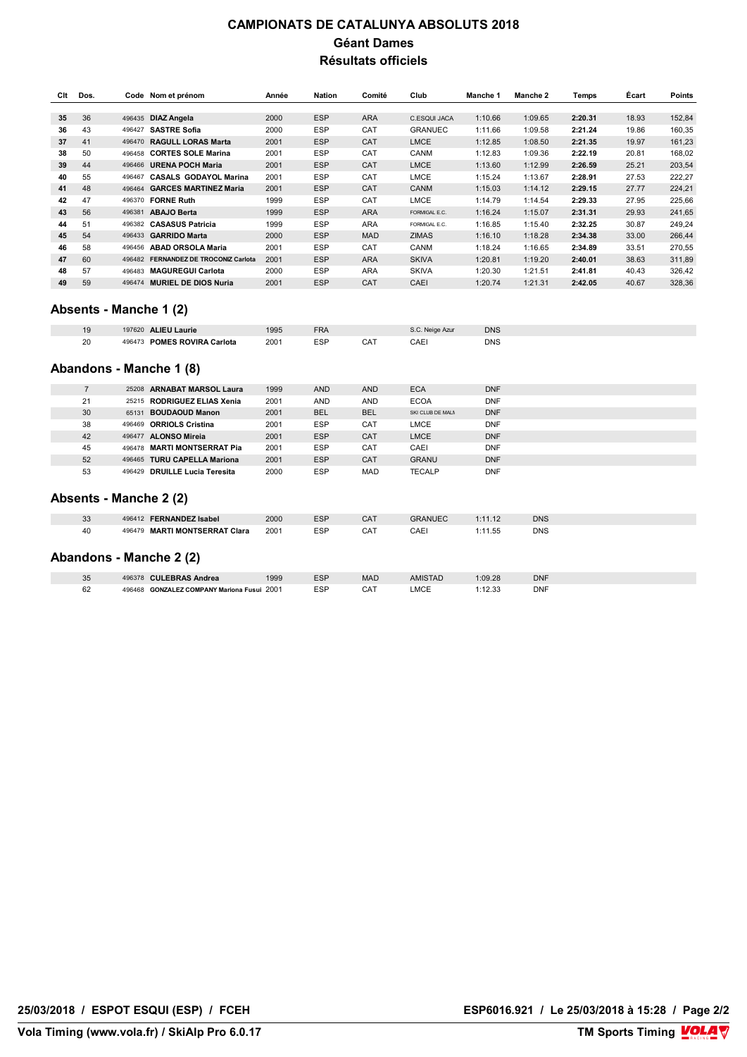# CAMPIONATS DE CATALUNYA ABSOLUTS 2018

## Géant Dames

## Résultats officiels

| Clt | Dos. | Code | Nom et prénom | Année | Nation | Comité | Club | Manche 1 | Manche 2 | Temps | Écart | Points |
|---|---|---|---|---|---|---|---|---|---|---|---|---|
| **35** | 36 | 496435 | **DIAZ Angela** | 2000 | ESP | ARA | C.ESQUI JACA | 1:10.66 | 1:09.65 | **2:20.31** | 18.93 | 152,84 |
| **36** | 43 | 496427 | **SASTRE Sofia** | 2000 | ESP | CAT | GRANUEC | 1:11.66 | 1:09.58 | **2:21.24** | 19.86 | 160,35 |
| **37** | 41 | 496470 | **RAGULL LORAS Marta** | 2001 | ESP | CAT | LMCE | 1:12.85 | 1:08.50 | **2:21.35** | 19.97 | 161,23 |
| **38** | 50 | 496458 | **CORTES SOLE Marina** | 2001 | ESP | CAT | CANM | 1:12.83 | 1:09.36 | **2:22.19** | 20.81 | 168,02 |
| **39** | 44 | 496466 | **URENA POCH Maria** | 2001 | ESP | CAT | LMCE | 1:13.60 | 1:12.99 | **2:26.59** | 25.21 | 203,54 |
| **40** | 55 | 496467 | **CASALS GODAYOL Marina** | 2001 | ESP | CAT | LMCE | 1:15.24 | 1:13.67 | **2:28.91** | 27.53 | 222,27 |
| **41** | 48 | 496464 | **GARCES MARTINEZ Maria** | 2001 | ESP | CAT | CANM | 1:15.03 | 1:14.12 | **2:29.15** | 27.77 | 224,21 |
| **42** | 47 | 496370 | **FORNE Ruth** | 1999 | ESP | CAT | LMCE | 1:14.79 | 1:14.54 | **2:29.33** | 27.95 | 225,66 |
| **43** | 56 | 496381 | **ABAJO Berta** | 1999 | ESP | ARA | FORMIGAL E.C. | 1:16.24 | 1:15.07 | **2:31.31** | 29.93 | 241,65 |
| **44** | 51 | 496382 | **CASASUS Patricia** | 1999 | ESP | ARA | FORMIGAL E.C. | 1:16.85 | 1:15.40 | **2:32.25** | 30.87 | 249,24 |
| **45** | 54 | 496433 | **GARRIDO Marta** | 2000 | ESP | MAD | ZIMAS | 1:16.10 | 1:18.28 | **2:34.38** | 33.00 | 266,44 |
| **46** | 58 | 496456 | **ABAD ORSOLA Maria** | 2001 | ESP | CAT | CANM | 1:18.24 | 1:16.65 | **2:34.89** | 33.51 | 270,55 |
| **47** | 60 | 496482 | **FERNANDEZ DE TROCONIZ Carlota** | 2001 | ESP | ARA | SKIVA | 1:20.81 | 1:19.20 | **2:40.01** | 38.63 | 311,89 |
| **48** | 57 | 496483 | **MAGUREGUI Carlota** | 2000 | ESP | ARA | SKIVA | 1:20.30 | 1:21.51 | **2:41.81** | 40.43 | 326,42 |
| **49** | 59 | 496474 | **MURIEL DE DIOS Nuria** | 2001 | ESP | CAT | CAEI | 1:20.74 | 1:21.31 | **2:42.05** | 40.67 | 328,36 |

### Absents - Manche 1 (2)

| Dos. | Code | Nom et prénom | Année | Nation | Comité | Club | Manche 1 |
|---|---|---|---|---|---|---|---|
| 19 | 197620 | **ALIEU Laurie** | 1995 | FRA | | S.C. Neige Azur | DNS |
| 20 | 496473 | **POMES ROVIRA Carlota** | 2001 | ESP | CAT | CAEI | DNS |

### Abandons - Manche 1 (8)

| Dos. | Code | Nom et prénom | Année | Nation | Comité | Club | Manche 1 |
|---|---|---|---|---|---|---|---|
| 7 | 25208 | **ARNABAT MARSOL Laura** | 1999 | AND | AND | ECA | DNF |
| 21 | 25215 | **RODRIGUEZ ELIAS Xenia** | 2001 | AND | AND | ECOA | DNF |
| 30 | 65131 | **BOUDAOUD Manon** | 2001 | BEL | BEL | SKI CLUB DE MALI | DNF |
| 38 | 496469 | **ORRIOLS Cristina** | 2001 | ESP | CAT | LMCE | DNF |
| 42 | 496477 | **ALONSO Mireia** | 2001 | ESP | CAT | LMCE | DNF |
| 45 | 496478 | **MARTI MONTSERRAT Pia** | 2001 | ESP | CAT | CAEI | DNF |
| 52 | 496465 | **TURU CAPELLA Mariona** | 2001 | ESP | CAT | GRANU | DNF |
| 53 | 496429 | **DRUILLE Lucia Teresita** | 2000 | ESP | MAD | TECALP | DNF |

### Absents - Manche 2 (2)

| Dos. | Code | Nom et prénom | Année | Nation | Comité | Club | Manche 1 | Manche 2 |
|---|---|---|---|---|---|---|---|---|
| 33 | 496412 | **FERNANDEZ Isabel** | 2000 | ESP | CAT | GRANUEC | 1:11.12 | DNS |
| 40 | 496479 | **MARTI MONTSERRAT Clara** | 2001 | ESP | CAT | CAEI | 1:11.55 | DNS |

### Abandons - Manche 2 (2)

| Dos. | Code | Nom et prénom | Année | Nation | Comité | Club | Manche 1 | Manche 2 |
|---|---|---|---|---|---|---|---|---|
| 35 | 496378 | **CULEBRAS Andrea** | 1999 | ESP | MAD | AMISTAD | 1:09.28 | DNF |
| 62 | 496468 | **GONZALEZ COMPANY Mariona Fusui** | 2001 | ESP | CAT | LMCE | 1:12.33 | DNF |

25/03/2018 / ESPOT ESQUI (ESP) / FCEH

ESP6016.921 / Le 25/03/2018 à 15:28

Vola Timing (www.vola.fr) / SkiAlp Pro 6.0.17

TM Sports Timing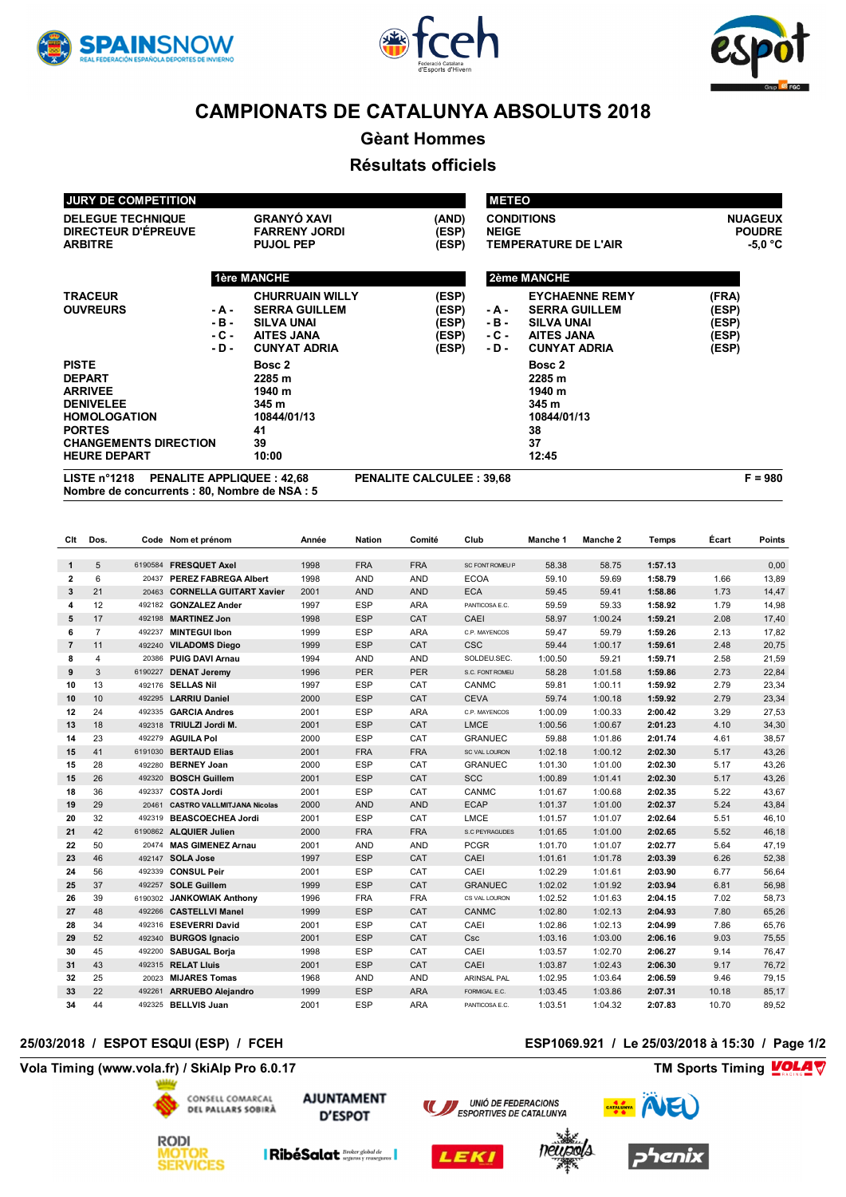# CAMPIONATS DE CATALUNYA ABSOLUTS 2018

## Gèant Hommes

## Résultats officiels

| JURY DE COMPETITION | | |
|---|---|---|
| DELEGUE TECHNIQUE | GRANYÓ XAVI | (AND) |
| DIRECTEUR D'ÉPREUVE | FARRENY JORDI | (ESP) |
| ARBITRE | PUJOL PEP | (ESP) |

| METEO | |
|---|---|
| CONDITIONS | NUAGEUX |
| NEIGE | POUDRE |
| TEMPERATURE DE L'AIR | -5,0 °C |

| | 1ère MANCHE | | | 2ème MANCHE | |
|---|---|---|---|---|---|
| TRACEUR | | CHURRUAIN WILLY (ESP) | | EYCHAENNE REMY | (FRA) |
| OUVREURS | - A - | SERRA GUILLEM (ESP) | - A - | SERRA GUILLEM | (ESP) |
| | - B - | SILVA UNAI (ESP) | - B - | SILVA UNAI | (ESP) |
| | - C - | AITES JANA (ESP) | - C - | AITES JANA | (ESP) |
| | - D - | CUNYAT ADRIA (ESP) | - D - | CUNYAT ADRIA | (ESP) |
| PISTE | | Bosc 2 | | Bosc 2 | |
| DEPART | | 2285 m | | 2285 m | |
| ARRIVEE | | 1940 m | | 1940 m | |
| DENIVELEE | | 345 m | | 345 m | |
| HOMOLOGATION | | 10844/01/13 | | 10844/01/13 | |
| PORTES | | 41 | | 38 | |
| CHANGEMENTS DIRECTION | | 39 | | 37 | |
| HEURE DEPART | | 10:00 | | 12:45 | |

LISTE n°1218 PENALITE APPLIQUEE : 42,68 PENALITE CALCULEE : 39,68 F = 980

Nombre de concurrents : 80, Nombre de NSA : 5

| Clt | Dos. | Code | Nom et prénom | Année | Nation | Comité | Club | Manche 1 | Manche 2 | Temps | Écart | Points |
|---|---|---|---|---|---|---|---|---|---|---|---|---|
| 1 | 5 | 6190584 | FRESQUET Axel | 1998 | FRA | FRA | SC FONT ROMEU P | 58.38 | 58.75 | 1:57.13 | | 0,00 |
| 2 | 6 | 20437 | PEREZ FABREGA Albert | 1998 | AND | AND | ECOA | 59.10 | 59.69 | 1:58.79 | 1.66 | 13,89 |
| 3 | 21 | 20463 | CORNELLA GUITART Xavier | 2001 | AND | AND | ECA | 59.45 | 59.41 | 1:58.86 | 1.73 | 14,47 |
| 4 | 12 | 492182 | GONZALEZ Ander | 1997 | ESP | ARA | PANTICOSA E.C. | 59.59 | 59.33 | 1:58.92 | 1.79 | 14,98 |
| 5 | 17 | 492198 | MARTINEZ Jon | 1998 | ESP | CAT | CAEI | 58.97 | 1:00.24 | 1:59.21 | 2.08 | 17,40 |
| 6 | 7 | 492237 | MINTEGUI Ibon | 1999 | ESP | ARA | C.P. MAYENCOS | 59.47 | 59.79 | 1:59.26 | 2.13 | 17,82 |
| 7 | 11 | 492240 | VILADOMS Diego | 1999 | ESP | CAT | CSC | 59.44 | 1:00.17 | 1:59.61 | 2.48 | 20,75 |
| 8 | 4 | 20386 | PUIG DAVI Arnau | 1994 | AND | AND | SOLDEU.SEC. | 1:00.50 | 59.21 | 1:59.71 | 2.58 | 21,59 |
| 9 | 3 | 6190227 | DENAT Jeremy | 1996 | PER | PER | S.C. FONT ROMEU | 58.28 | 1:01.58 | 1:59.86 | 2.73 | 22,84 |
| 10 | 13 | 492176 | SELLAS Nil | 1997 | ESP | CAT | CANMC | 59.81 | 1:00.11 | 1:59.92 | 2.79 | 23,34 |
| 10 | 10 | 492295 | LARRIU Daniel | 2000 | ESP | CAT | CEVA | 59.74 | 1:00.18 | 1:59.92 | 2.79 | 23,34 |
| 12 | 24 | 492335 | GARCIA Andres | 2001 | ESP | ARA | C.P. MAYENCOS | 1:00.09 | 1:00.33 | 2:00.42 | 3.29 | 27,53 |
| 13 | 18 | 492318 | TRIULZI Jordi M. | 2001 | ESP | CAT | LMCE | 1:00.56 | 1:00.67 | 2:01.23 | 4.10 | 34,30 |
| 14 | 23 | 492279 | AGUILA Pol | 2000 | ESP | CAT | GRANUEC | 59.88 | 1:01.86 | 2:01.74 | 4.61 | 38,57 |
| 15 | 41 | 6191030 | BERTAUD Elias | 2001 | FRA | FRA | SC VAL LOURON | 1:02.18 | 1:00.12 | 2:02.30 | 5.17 | 43,26 |
| 15 | 28 | 492280 | BERNEY Joan | 2000 | ESP | CAT | GRANUEC | 1:01.30 | 1:01.00 | 2:02.30 | 5.17 | 43,26 |
| 15 | 26 | 492320 | BOSCH Guillem | 2001 | ESP | CAT | SCC | 1:00.89 | 1:01.41 | 2:02.30 | 5.17 | 43,26 |
| 18 | 36 | 492337 | COSTA Jordi | 2001 | ESP | CAT | CANMC | 1:01.67 | 1:00.68 | 2:02.35 | 5.22 | 43,67 |
| 19 | 29 | 20461 | CASTRO VALLMITJANA Nicolas | 2000 | AND | AND | ECAP | 1:01.37 | 1:01.00 | 2:02.37 | 5.24 | 43,84 |
| 20 | 32 | 492319 | BEASCOECHEA Jordi | 2001 | ESP | CAT | LMCE | 1:01.57 | 1:01.07 | 2:02.64 | 5.51 | 46,10 |
| 21 | 42 | 6190862 | ALQUIER Julien | 2000 | FRA | FRA | S.C PEYRAGUDES | 1:01.65 | 1:01.00 | 2:02.65 | 5.52 | 46,18 |
| 22 | 50 | 20474 | MAS GIMENEZ Arnau | 2001 | AND | AND | PCGR | 1:01.70 | 1:01.07 | 2:02.77 | 5.64 | 47,19 |
| 23 | 46 | 492147 | SOLA Jose | 1997 | ESP | CAT | CAEI | 1:01.61 | 1:01.78 | 2:03.39 | 6.26 | 52,38 |
| 24 | 56 | 492339 | CONSUL Peir | 2001 | ESP | CAT | CAEI | 1:02.29 | 1:01.61 | 2:03.90 | 6.77 | 56,64 |
| 25 | 37 | 492257 | SOLE Guillem | 1999 | ESP | CAT | GRANUEC | 1:02.02 | 1:01.92 | 2:03.94 | 6.81 | 56,98 |
| 26 | 39 | 6190302 | JANKOWIAK Anthony | 1996 | FRA | FRA | CS VAL LOURON | 1:02.52 | 1:01.63 | 2:04.15 | 7.02 | 58,73 |
| 27 | 48 | 492266 | CASTELLVI Manel | 1999 | ESP | CAT | CANMC | 1:02.80 | 1:02.13 | 2:04.93 | 7.80 | 65,26 |
| 28 | 34 | 492316 | ESEVERRI David | 2001 | ESP | CAT | CAEI | 1:02.86 | 1:02.13 | 2:04.99 | 7.86 | 65,76 |
| 29 | 52 | 492340 | BURGOS Ignacio | 2001 | ESP | CAT | Csc | 1:03.16 | 1:03.00 | 2:06.16 | 9.03 | 75,55 |
| 30 | 45 | 492200 | SABUGAL Borja | 1998 | ESP | CAT | CAEI | 1:03.57 | 1:02.70 | 2:06.27 | 9.14 | 76,47 |
| 31 | 43 | 492315 | RELAT Lluis | 2001 | ESP | CAT | CAEI | 1:03.87 | 1:02.43 | 2:06.30 | 9.17 | 76,72 |
| 32 | 25 | 20023 | MIJARES Tomas | 1968 | AND | AND | ARINSAL PAL | 1:02.95 | 1:03.64 | 2:06.59 | 9.46 | 79,15 |
| 33 | 22 | 492261 | ARRUEBO Alejandro | 1999 | ESP | ARA | FORMIGAL E.C. | 1:03.45 | 1:03.86 | 2:07.31 | 10.18 | 85,17 |
| 34 | 44 | 492325 | BELLVIS Juan | 2001 | ESP | ARA | PANTICOSA E.C. | 1:03.51 | 1:04.32 | 2:07.83 | 10.70 | 89,52 |

25/03/2018 / ESPOT ESQUI (ESP) / FCEH ESP1069.921 / Le 25/03/2018 à 15:30 / Page 1/2

Vola Timing (www.vola.fr) / SkiAlp Pro 6.0.17 TM Sports Timing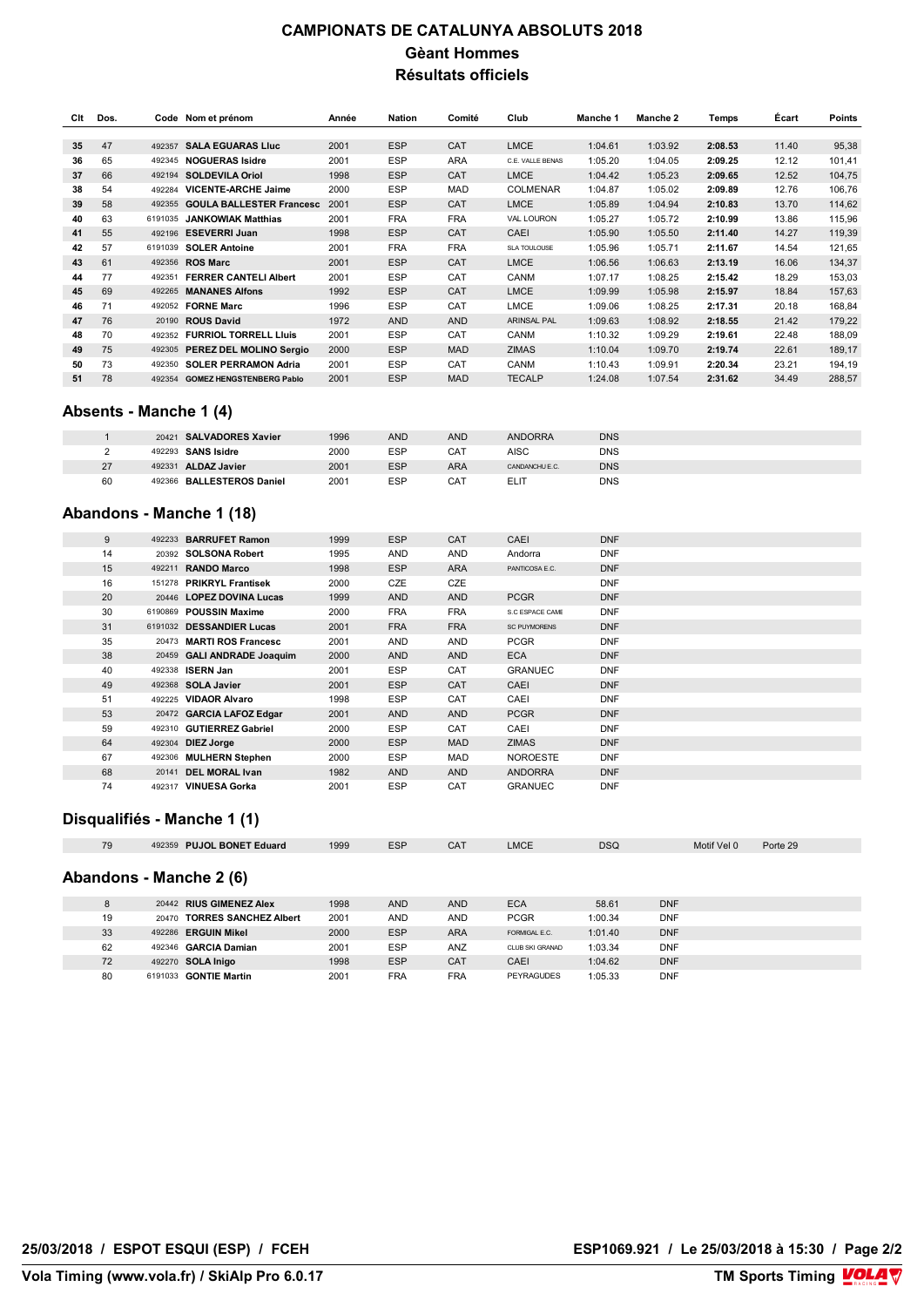# CAMPIONATS DE CATALUNYA ABSOLUTS 2018
## Gèant Hommes
## Résultats officiels

| Clt | Dos. | Code | Nom et prénom | Année | Nation | Comité | Club | Manche 1 | Manche 2 | Temps | Écart | Points |
|---|---|---|---|---|---|---|---|---|---|---|---|---|
| 35 | 47 | 492357 | SALA EGUARAS Lluc | 2001 | ESP | CAT | LMCE | 1:04.61 | 1:03.92 | 2:08.53 | 11.40 | 95,38 |
| 36 | 65 | 492345 | NOGUERAS Isidre | 2001 | ESP | ARA | C.E. VALLE BENAS | 1:05.20 | 1:04.05 | 2:09.25 | 12.12 | 101,41 |
| 37 | 66 | 492194 | SOLDEVILA Oriol | 1998 | ESP | CAT | LMCE | 1:04.42 | 1:05.23 | 2:09.65 | 12.52 | 104,75 |
| 38 | 54 | 492284 | VICENTE-ARCHE Jaime | 2000 | ESP | MAD | COLMENAR | 1:04.87 | 1:05.02 | 2:09.89 | 12.76 | 106,76 |
| 39 | 58 | 492355 | GOULA BALLESTER Francesc | 2001 | ESP | CAT | LMCE | 1:05.89 | 1:04.94 | 2:10.83 | 13.70 | 114,62 |
| 40 | 63 | 6191035 | JANKOWIAK Matthias | 2001 | FRA | FRA | VAL LOURON | 1:05.27 | 1:05.72 | 2:10.99 | 13.86 | 115,96 |
| 41 | 55 | 492196 | ESEVERRI Juan | 1998 | ESP | CAT | CAEI | 1:05.90 | 1:05.50 | 2:11.40 | 14.27 | 119,39 |
| 42 | 57 | 6191039 | SOLER Antoine | 2001 | FRA | FRA | SLA TOULOUSE | 1:05.96 | 1:05.71 | 2:11.67 | 14.54 | 121,65 |
| 43 | 61 | 492356 | ROS Marc | 2001 | ESP | CAT | LMCE | 1:06.56 | 1:06.63 | 2:13.19 | 16.06 | 134,37 |
| 44 | 77 | 492351 | FERRER CANTELI Albert | 2001 | ESP | CAT | CANM | 1:07.17 | 1:08.25 | 2:15.42 | 18.29 | 153,03 |
| 45 | 69 | 492265 | MANANES Alfons | 1992 | ESP | CAT | LMCE | 1:09.99 | 1:05.98 | 2:15.97 | 18.84 | 157,63 |
| 46 | 71 | 492052 | FORNE Marc | 1996 | ESP | CAT | LMCE | 1:09.06 | 1:08.25 | 2:17.31 | 20.18 | 168,84 |
| 47 | 76 | 20190 | ROUS David | 1972 | AND | AND | ARINSAL PAL | 1:09.63 | 1:08.92 | 2:18.55 | 21.42 | 179,22 |
| 48 | 70 | 492352 | FURRIOL TORRELL Lluis | 2001 | ESP | CAT | CANM | 1:10.32 | 1:09.29 | 2:19.61 | 22.48 | 188,09 |
| 49 | 75 | 492305 | PEREZ DEL MOLINO Sergio | 2000 | ESP | MAD | ZIMAS | 1:10.04 | 1:09.70 | 2:19.74 | 22.61 | 189,17 |
| 50 | 73 | 492350 | SOLER PERRAMON Adria | 2001 | ESP | CAT | CANM | 1:10.43 | 1:09.91 | 2:20.34 | 23.21 | 194,19 |
| 51 | 78 | 492354 | GOMEZ HENGSTENBERG Pablo | 2001 | ESP | MAD | TECALP | 1:24.08 | 1:07.54 | 2:31.62 | 34.49 | 288,57 |

## Absents - Manche 1 (4)

| Dos. | Code | Nom et prénom | Année | Nation | Comité | Club | Manche 1 |
|---|---|---|---|---|---|---|---|
| 1 | 20421 | SALVADORES Xavier | 1996 | AND | AND | ANDORRA | DNS |
| 2 | 492293 | SANS Isidre | 2000 | ESP | CAT | AISC | DNS |
| 27 | 492331 | ALDAZ Javier | 2001 | ESP | ARA | CANDANCHU E.C. | DNS |
| 60 | 492366 | BALLESTEROS Daniel | 2001 | ESP | CAT | ELIT | DNS |

## Abandons - Manche 1 (18)

| Dos. | Code | Nom et prénom | Année | Nation | Comité | Club | Manche 1 |
|---|---|---|---|---|---|---|---|
| 9 | 492233 | BARRUFET Ramon | 1999 | ESP | CAT | CAEI | DNF |
| 14 | 20392 | SOLSONA Robert | 1995 | AND | AND | Andorra | DNF |
| 15 | 492211 | RANDO Marco | 1998 | ESP | ARA | PANTICOSA E.C. | DNF |
| 16 | 151278 | PRIKRYL Frantisek | 2000 | CZE | CZE | | DNF |
| 20 | 20446 | LOPEZ DOVINA Lucas | 1999 | AND | AND | PCGR | DNF |
| 30 | 6190869 | POUSSIN Maxime | 2000 | FRA | FRA | S.C ESPACE CAME | DNF |
| 31 | 6191032 | DESSANDIER Lucas | 2001 | FRA | FRA | SC PUYMORENS | DNF |
| 35 | 20473 | MARTI ROS Francesc | 2001 | AND | AND | PCGR | DNF |
| 38 | 20459 | GALI ANDRADE Joaquim | 2000 | AND | AND | ECA | DNF |
| 40 | 492338 | ISERN Jan | 2001 | ESP | CAT | GRANUEC | DNF |
| 49 | 492368 | SOLA Javier | 2001 | ESP | CAT | CAEI | DNF |
| 51 | 492225 | VIDAOR Alvaro | 1998 | ESP | CAT | CAEI | DNF |
| 53 | 20472 | GARCIA LAFOZ Edgar | 2001 | AND | AND | PCGR | DNF |
| 59 | 492310 | GUTIERREZ Gabriel | 2000 | ESP | CAT | CAEI | DNF |
| 64 | 492304 | DIEZ Jorge | 2000 | ESP | MAD | ZIMAS | DNF |
| 67 | 492306 | MULHERN Stephen | 2000 | ESP | MAD | NOROESTE | DNF |
| 68 | 20141 | DEL MORAL Ivan | 1982 | AND | AND | ANDORRA | DNF |
| 74 | 492317 | VINUESA Gorka | 2001 | ESP | CAT | GRANUEC | DNF |

## Disqualifiés - Manche 1 (1)

| Dos. | Code | Nom et prénom | Année | Nation | Comité | Club | Manche 1 | Motif | Porte |
|---|---|---|---|---|---|---|---|---|---|
| 79 | 492359 | PUJOL BONET Eduard | 1999 | ESP | CAT | LMCE | DSQ | Motif Vel 0 | Porte 29 |

## Abandons - Manche 2 (6)

| Dos. | Code | Nom et prénom | Année | Nation | Comité | Club | Manche 1 | Manche 2 |
|---|---|---|---|---|---|---|---|---|
| 8 | 20442 | RIUS GIMENEZ Alex | 1998 | AND | AND | ECA | 58.61 | DNF |
| 19 | 20470 | TORRES SANCHEZ Albert | 2001 | AND | AND | PCGR | 1:00.34 | DNF |
| 33 | 492286 | ERGUIN Mikel | 2000 | ESP | ARA | FORMIGAL E.C. | 1:01.40 | DNF |
| 62 | 492346 | GARCIA Damian | 2001 | ESP | ANZ | CLUB SKI GRANAD | 1:03.34 | DNF |
| 72 | 492270 | SOLA Inigo | 1998 | ESP | CAT | CAEI | 1:04.62 | DNF |
| 80 | 6191033 | GONTIE Martin | 2001 | FRA | FRA | PEYRAGUDES | 1:05.33 | DNF |

25/03/2018 / ESPOT ESQUI (ESP) / FCEH

ESP1069.921 / Le 25/03/2018 à 15:30

Vola Timing (www.vola.fr) / SkiAlp Pro 6.0.17

TM Sports Timing